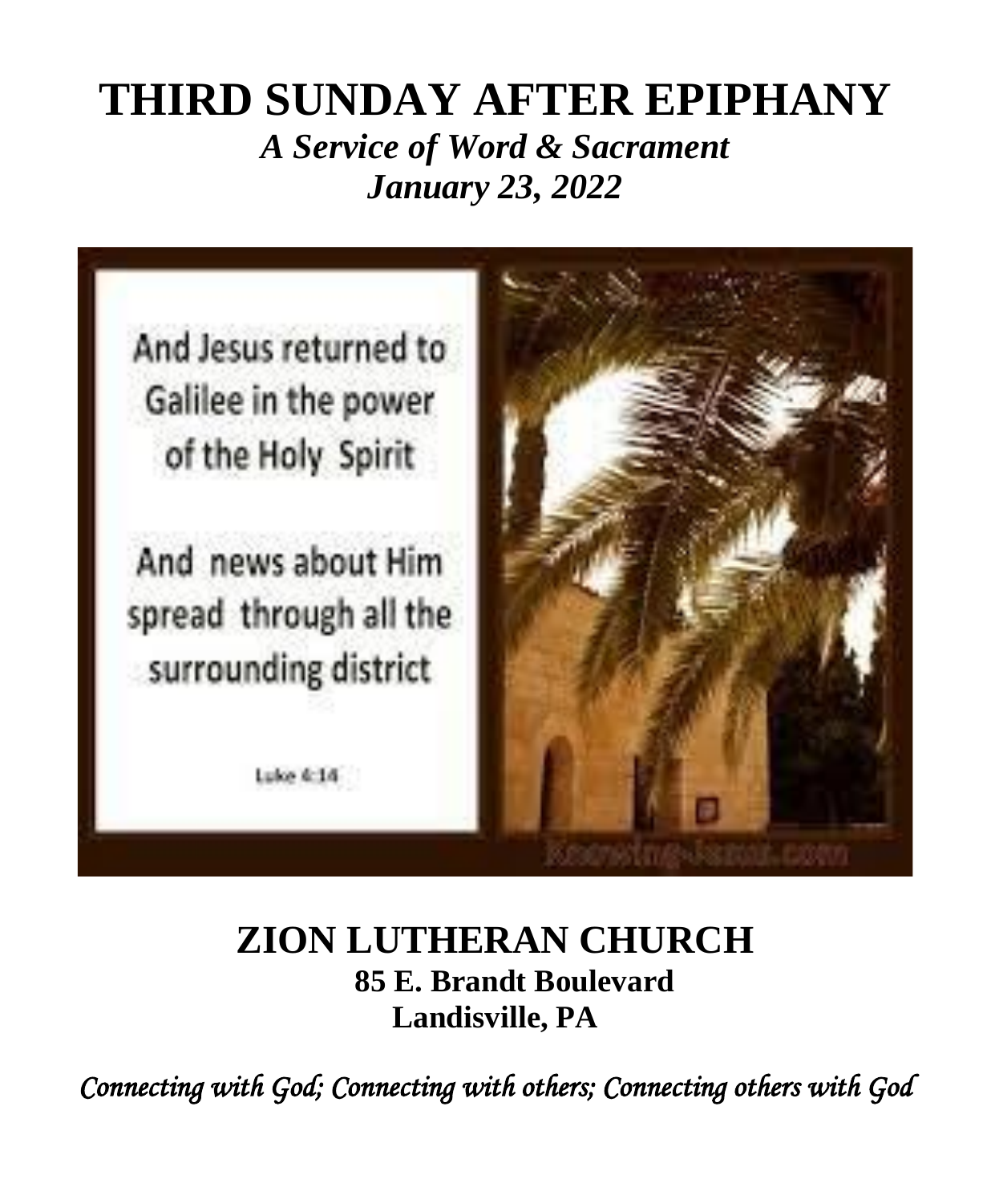# THIRD SUNDAY AFTER EPIPHANY

*A Service of Word & Sacrament*

*January 23, 2022*

And Jesus returned to Galilee in the power of the Holy Spirit

And news about Him spread through all the surrounding district

Luke 4:14

## ZION LUTHERAN CHURCH

**85 E. Brandt Boulevard**

**Landisville, PA**

*Connecting with God; Connecting with others; Connecting others with God*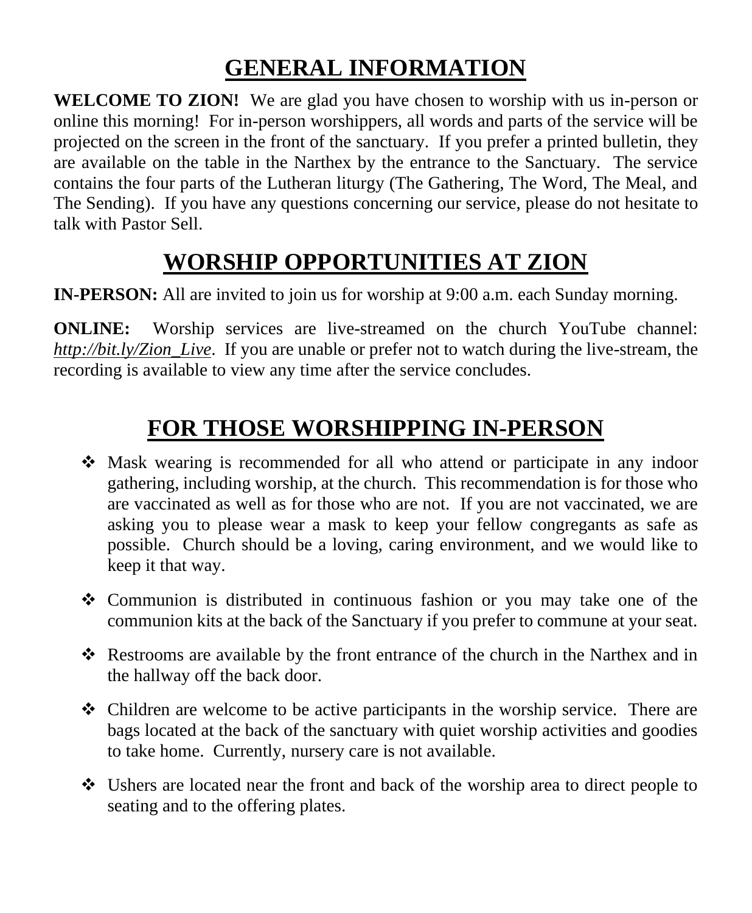# GENERAL INFORMATION

**WELCOME TO ZION!** We are glad you have chosen to worship with us in-person or online this morning! For in-person worshippers, all words and parts of the service will be projected on the screen in the front of the sanctuary. If you prefer a printed bulletin, they are available on the table in the Narthex by the entrance to the Sanctuary. The service contains the four parts of the Lutheran liturgy (The Gathering, The Word, The Meal, and The Sending). If you have any questions concerning our service, please do not hesitate to talk with Pastor Sell.

# WORSHIP OPPORTUNITIES AT ZION

**IN-PERSON:** All are invited to join us for worship at 9:00 a.m. each Sunday morning.

**ONLINE:** Worship services are live-streamed on the church YouTube channel: *http://bit.ly/Zion_Live*. If you are unable or prefer not to watch during the live-stream, the recording is available to view any time after the service concludes.

# FOR THOSE WORSHIPPING IN-PERSON

- Mask wearing is recommended for all who attend or participate in any indoor gathering, including worship, at the church. This recommendation is for those who are vaccinated as well as for those who are not. If you are not vaccinated, we are asking you to please wear a mask to keep your fellow congregants as safe as possible. Church should be a loving, caring environment, and we would like to keep it that way.

- Communion is distributed in continuous fashion or you may take one of the communion kits at the back of the Sanctuary if you prefer to commune at your seat.

- Restrooms are available by the front entrance of the church in the Narthex and in the hallway off the back door.

- Children are welcome to be active participants in the worship service. There are bags located at the back of the sanctuary with quiet worship activities and goodies to take home. Currently, nursery care is not available.

- Ushers are located near the front and back of the worship area to direct people to seating and to the offering plates.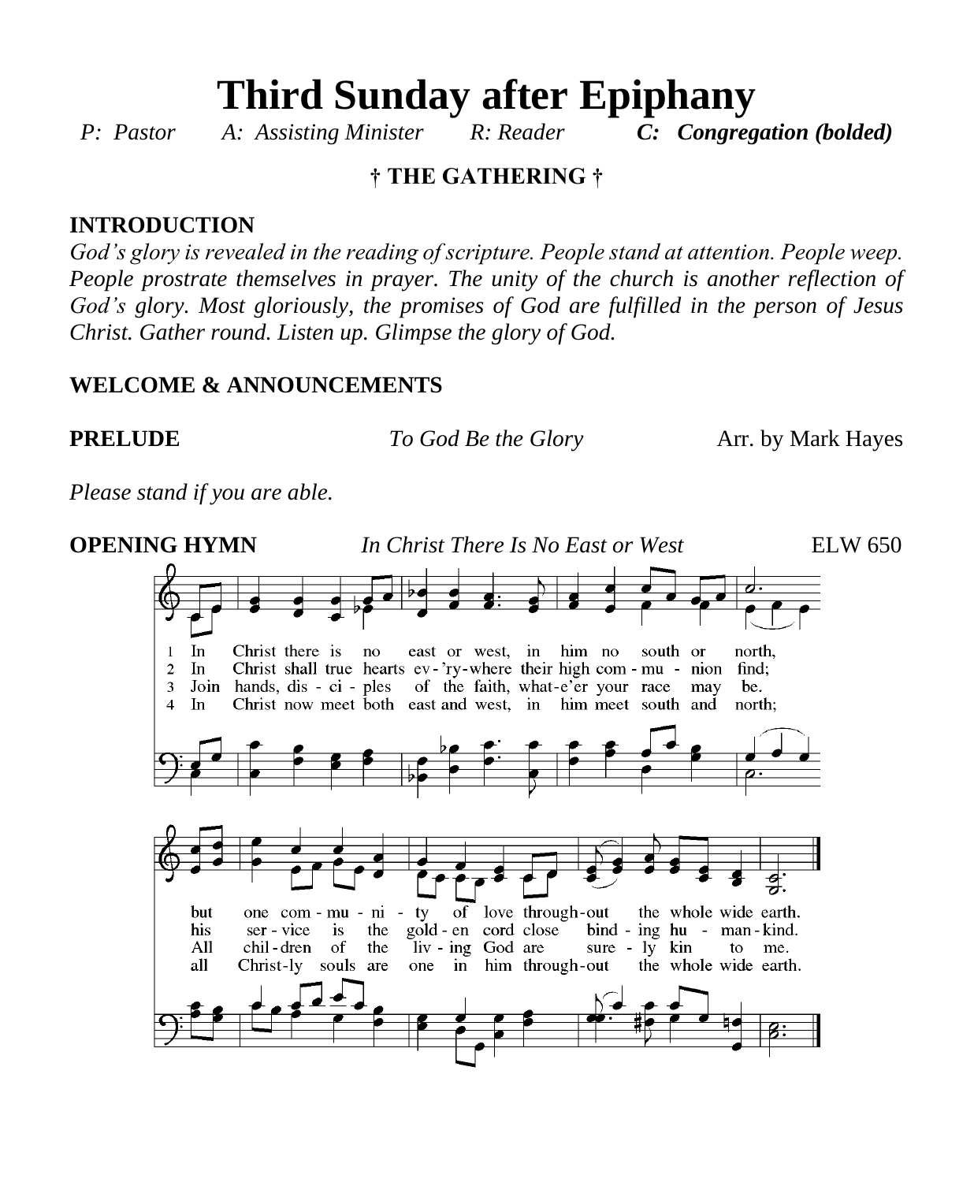# Third Sunday after Epiphany

*P: Pastor* *A: Assisting Minister* *R: Reader* ***C: Congregation (bolded)***

**† THE GATHERING †**

**INTRODUCTION**

*God's glory is revealed in the reading of scripture. People stand at attention. People weep. People prostrate themselves in prayer. The unity of the church is another reflection of God's glory. Most gloriously, the promises of God are fulfilled in the person of Jesus Christ. Gather round. Listen up. Glimpse the glory of God.*

**WELCOME & ANNOUNCEMENTS**

**PRELUDE** *To God Be the Glory* Arr. by Mark Hayes

*Please stand if you are able.*

**OPENING HYMN** *In Christ There Is No East or West* ELW 650

1 In Christ there is no east or west, in him no south or north, but one community of love throughout the whole wide earth.

2 In Christ shall true hearts ev'rywhere their high communion find; his service is the golden cord close binding humankind.

3 Join hands, disciples of the faith, whate'er your race may be. All children of the living God are surely kin to me.

4 In Christ now meet both east and west, in him meet south and north; all Christly souls are one in him throughout the whole wide earth.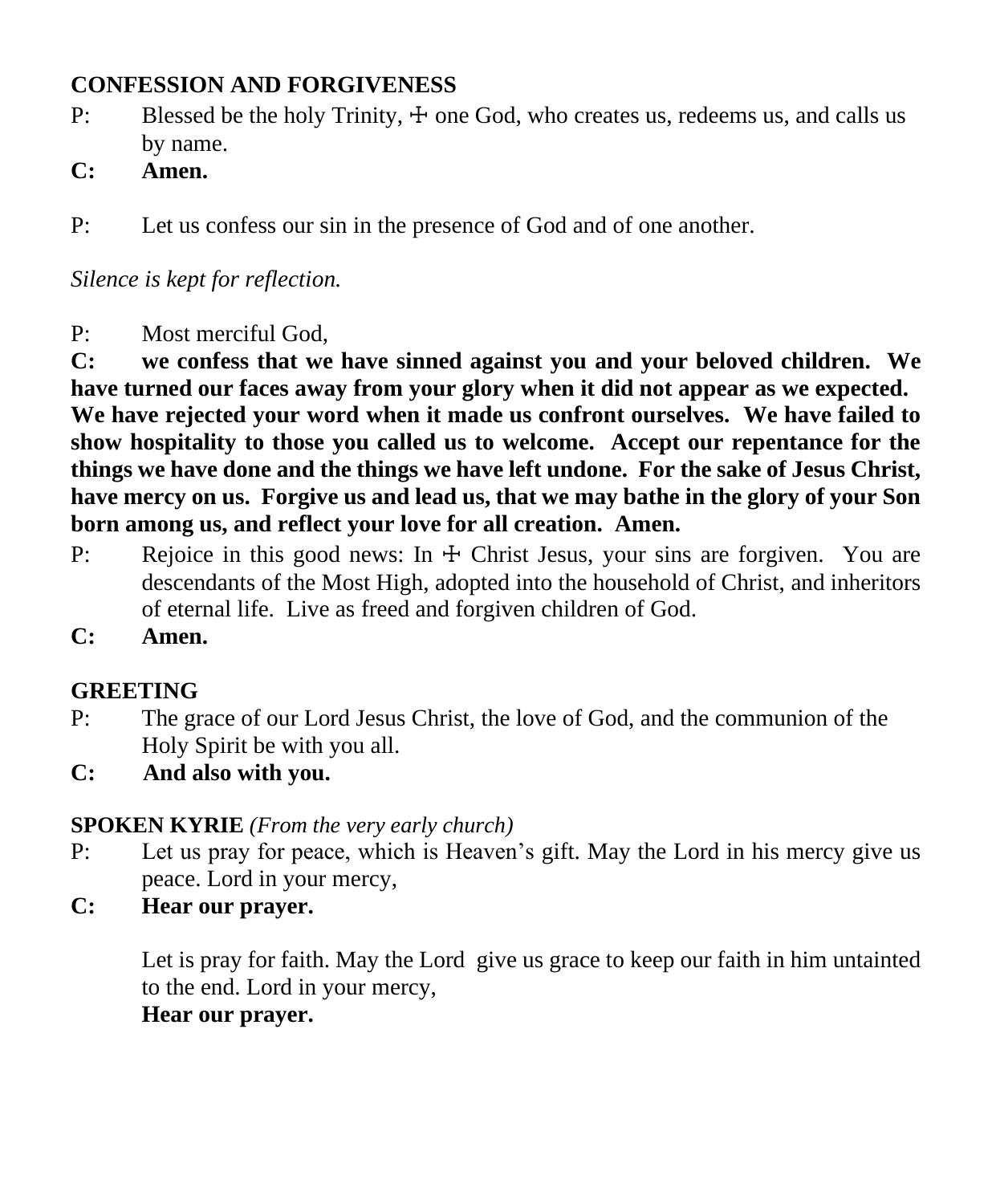**CONFESSION AND FORGIVENESS**

P: Blessed be the holy Trinity, ☩ one God, who creates us, redeems us, and calls us by name.

**C: Amen.**

P: Let us confess our sin in the presence of God and of one another.

*Silence is kept for reflection.*

P: Most merciful God,

**C: we confess that we have sinned against you and your beloved children. We have turned our faces away from your glory when it did not appear as we expected. We have rejected your word when it made us confront ourselves. We have failed to show hospitality to those you called us to welcome. Accept our repentance for the things we have done and the things we have left undone. For the sake of Jesus Christ, have mercy on us. Forgive us and lead us, that we may bathe in the glory of your Son born among us, and reflect your love for all creation. Amen.**

P: Rejoice in this good news: In ☩ Christ Jesus, your sins are forgiven. You are descendants of the Most High, adopted into the household of Christ, and inheritors of eternal life. Live as freed and forgiven children of God.

**C: Amen.**

**GREETING**

P: The grace of our Lord Jesus Christ, the love of God, and the communion of the Holy Spirit be with you all.

**C: And also with you.**

**SPOKEN KYRIE** *(From the very early church)*

P: Let us pray for peace, which is Heaven's gift. May the Lord in his mercy give us peace. Lord in your mercy,

**C: Hear our prayer.**

Let is pray for faith. May the Lord give us grace to keep our faith in him untainted to the end. Lord in your mercy,

**Hear our prayer.**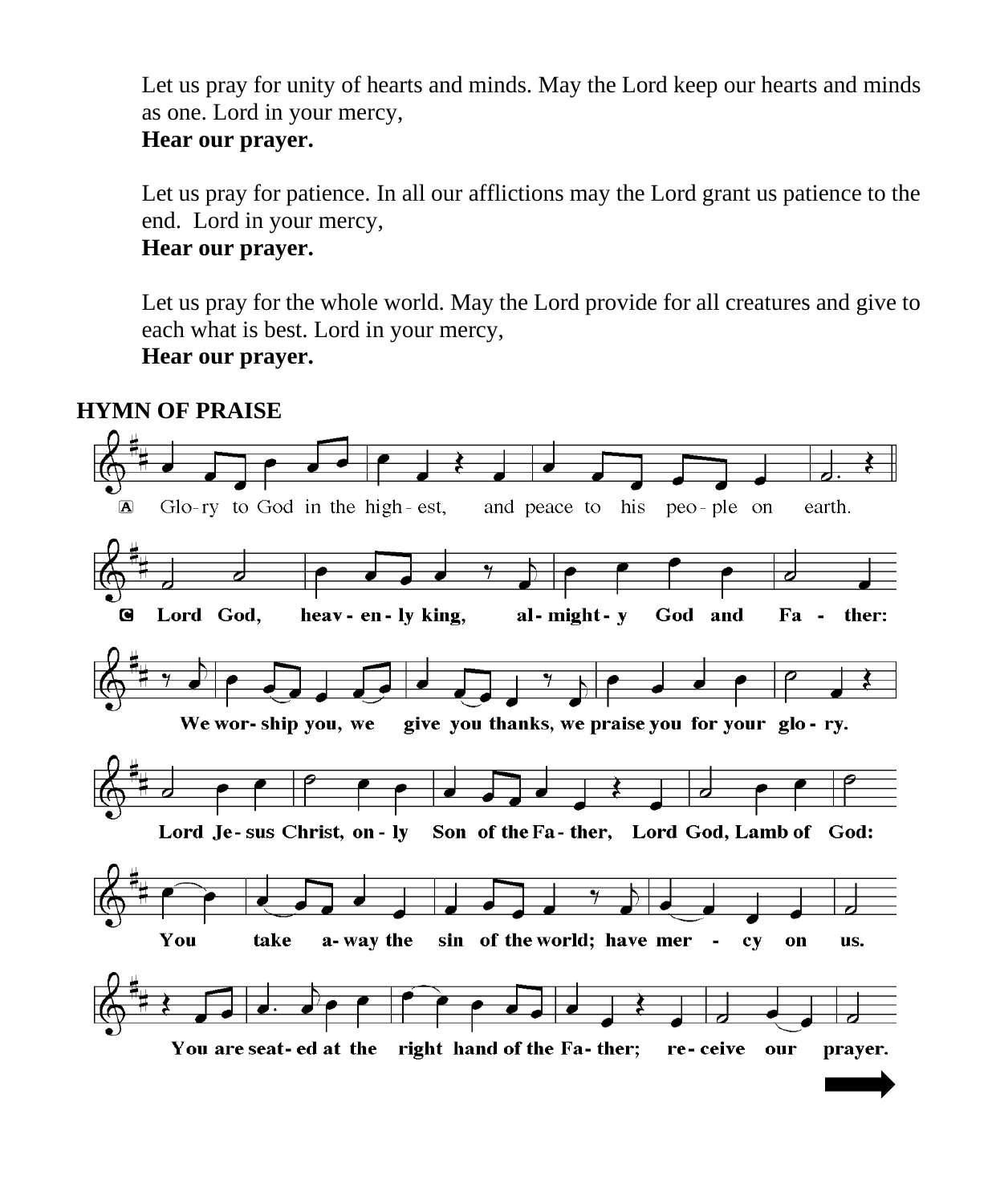Let us pray for unity of hearts and minds. May the Lord keep our hearts and minds as one. Lord in your mercy,
**Hear our prayer.**

Let us pray for patience. In all our afflictions may the Lord grant us patience to the end. Lord in your mercy,
**Hear our prayer.**

Let us pray for the whole world. May the Lord provide for all creatures and give to each what is best. Lord in your mercy,
**Hear our prayer.**

**HYMN OF PRAISE**

A Glo-ry to God in the high-est, and peace to his peo-ple on earth.

**C Lord God, heav-en-ly king, al-might-y God and Fa-ther:**

**We wor-ship you, we give you thanks, we praise you for your glo-ry.**

**Lord Je-sus Christ, on-ly Son of the Fa-ther, Lord God, Lamb of God:**

**You take a-way the sin of the world; have mer-cy on us.**

**You are seat-ed at the right hand of the Fa-ther; re-ceive our prayer.**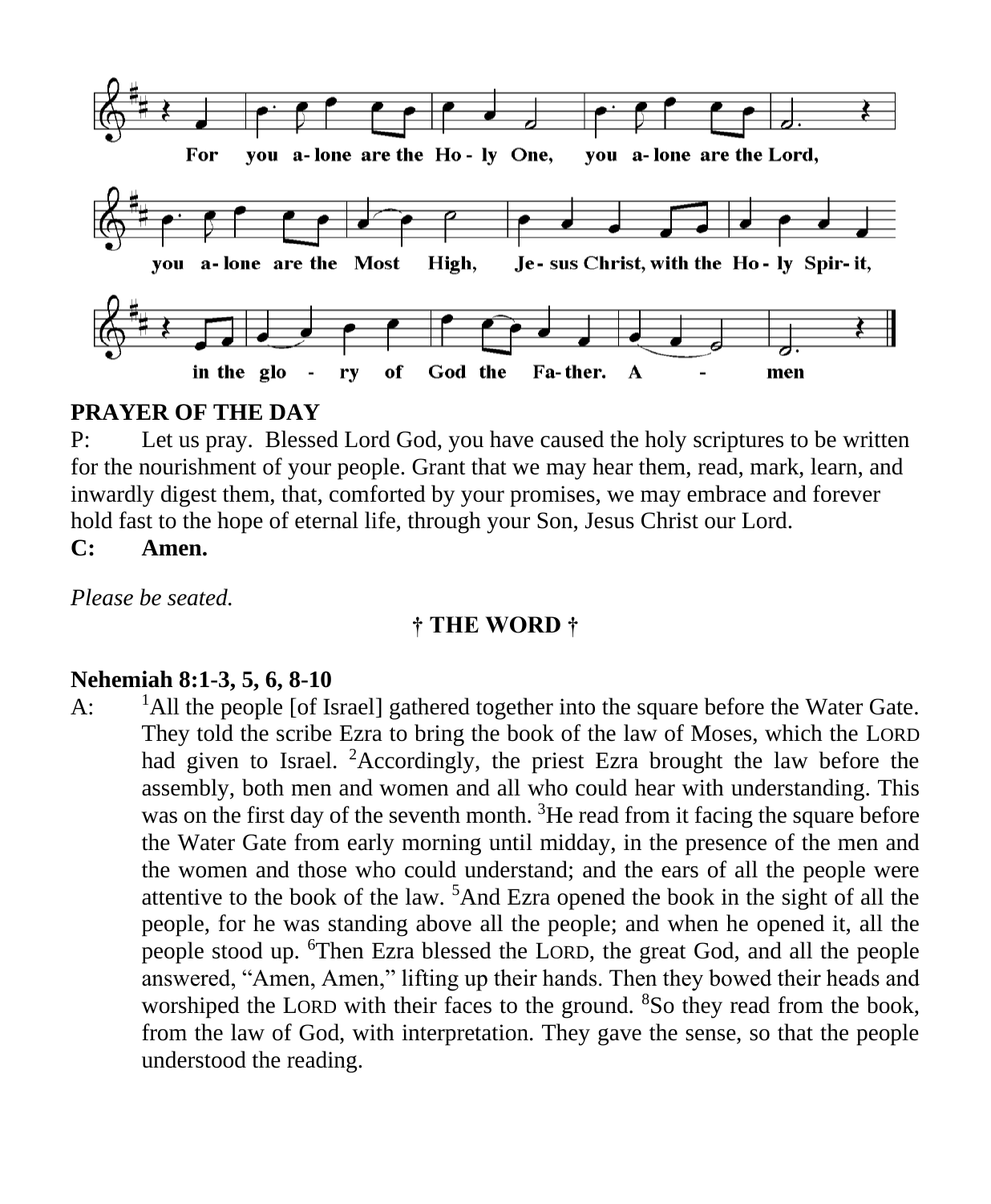For you a- lone are the Ho - ly One, you a- lone are the Lord,

you a- lone are the Most High, Je- sus Christ, with the Ho - ly Spir- it,

in the glo - ry of God the Fa- ther. A - men

**PRAYER OF THE DAY**

P: Let us pray. Blessed Lord God, you have caused the holy scriptures to be written for the nourishment of your people. Grant that we may hear them, read, mark, learn, and inwardly digest them, that, comforted by your promises, we may embrace and forever hold fast to the hope of eternal life, through your Son, Jesus Christ our Lord.

**C: Amen.**

*Please be seated.*

**† THE WORD †**

**Nehemiah 8:1-3, 5, 6, 8-10**

A: [1]All the people [of Israel] gathered together into the square before the Water Gate. They told the scribe Ezra to bring the book of the law of Moses, which the LORD had given to Israel. [2]Accordingly, the priest Ezra brought the law before the assembly, both men and women and all who could hear with understanding. This was on the first day of the seventh month. [3]He read from it facing the square before the Water Gate from early morning until midday, in the presence of the men and the women and those who could understand; and the ears of all the people were attentive to the book of the law. [5]And Ezra opened the book in the sight of all the people, for he was standing above all the people; and when he opened it, all the people stood up. [6]Then Ezra blessed the LORD, the great God, and all the people answered, “Amen, Amen,” lifting up their hands. Then they bowed their heads and worshiped the LORD with their faces to the ground. [8]So they read from the book, from the law of God, with interpretation. They gave the sense, so that the people understood the reading.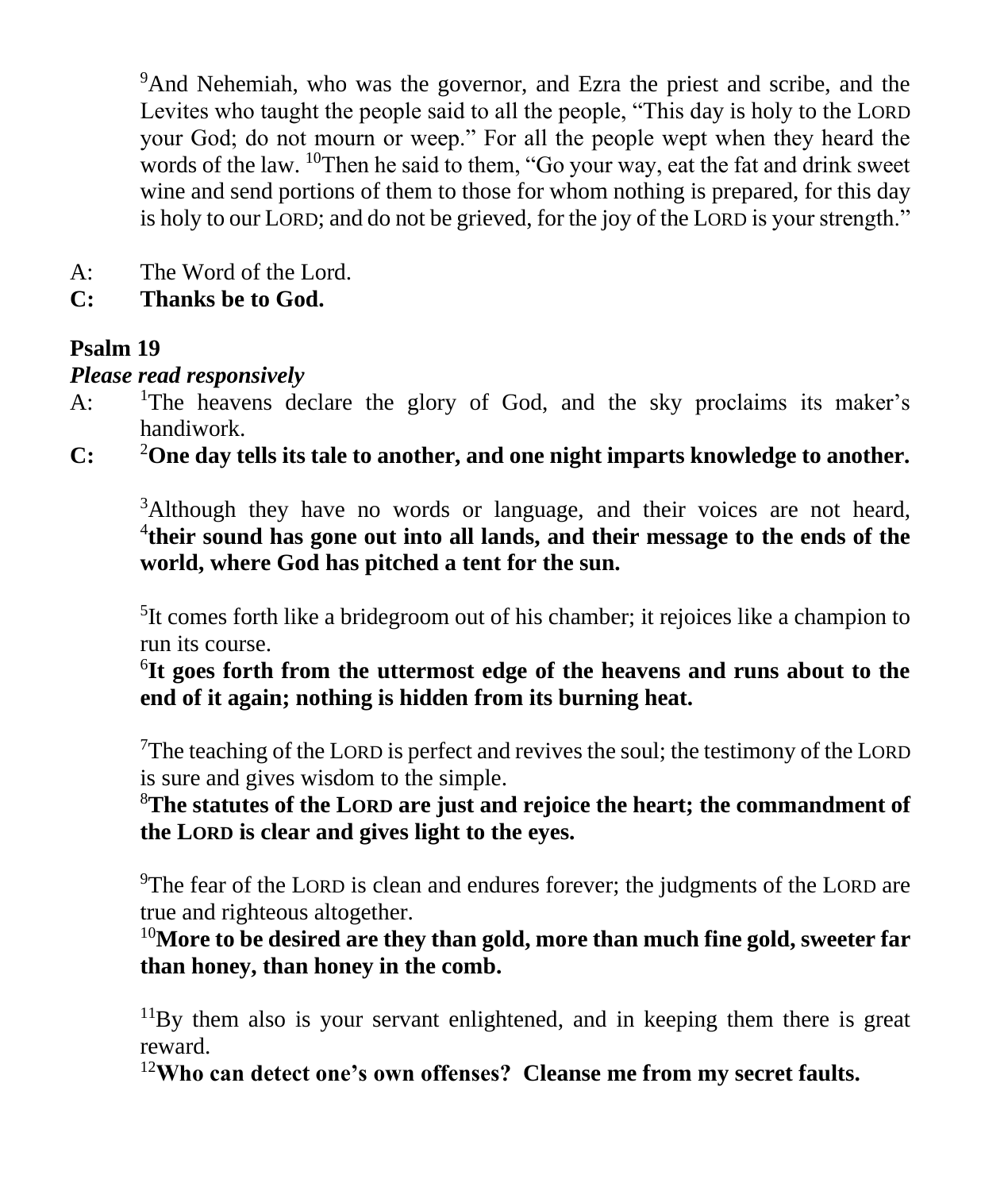[9]And Nehemiah, who was the governor, and Ezra the priest and scribe, and the Levites who taught the people said to all the people, "This day is holy to the LORD your God; do not mourn or weep." For all the people wept when they heard the words of the law. [10]Then he said to them, "Go your way, eat the fat and drink sweet wine and send portions of them to those for whom nothing is prepared, for this day is holy to our LORD; and do not be grieved, for the joy of the LORD is your strength."

A: The Word of the Lord.

**C: Thanks be to God.**

**Psalm 19**

***Please read responsively***

A: [1]The heavens declare the glory of God, and the sky proclaims its maker's handiwork.

**C: [2]One day tells its tale to another, and one night imparts knowledge to another.**

[3]Although they have no words or language, and their voices are not heard, **[4]their sound has gone out into all lands, and their message to the ends of the world, where God has pitched a tent for the sun.**

[5]It comes forth like a bridegroom out of his chamber; it rejoices like a champion to run its course.

**[6]It goes forth from the uttermost edge of the heavens and runs about to the end of it again; nothing is hidden from its burning heat.**

[7]The teaching of the LORD is perfect and revives the soul; the testimony of the LORD is sure and gives wisdom to the simple.

**[8]The statutes of the LORD are just and rejoice the heart; the commandment of the LORD is clear and gives light to the eyes.**

[9]The fear of the LORD is clean and endures forever; the judgments of the LORD are true and righteous altogether.

**[10]More to be desired are they than gold, more than much fine gold, sweeter far than honey, than honey in the comb.**

[11]By them also is your servant enlightened, and in keeping them there is great reward.

**[12]Who can detect one's own offenses? Cleanse me from my secret faults.**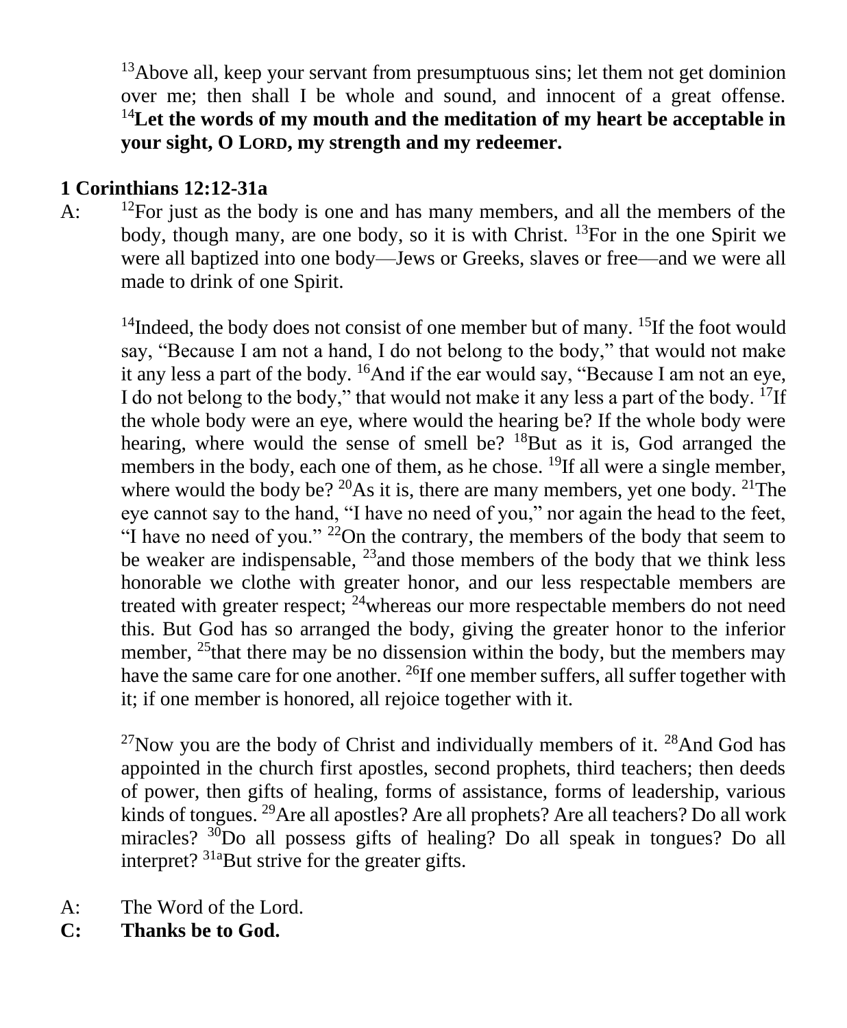[13]Above all, keep your servant from presumptuous sins; let them not get dominion over me; then shall I be whole and sound, and innocent of a great offense. [14]**Let the words of my mouth and the meditation of my heart be acceptable in your sight, O LORD, my strength and my redeemer.**

**1 Corinthians 12:12-31a**

A: [12]For just as the body is one and has many members, and all the members of the body, though many, are one body, so it is with Christ. [13]For in the one Spirit we were all baptized into one body—Jews or Greeks, slaves or free—and we were all made to drink of one Spirit.

[14]Indeed, the body does not consist of one member but of many. [15]If the foot would say, "Because I am not a hand, I do not belong to the body," that would not make it any less a part of the body. [16]And if the ear would say, "Because I am not an eye, I do not belong to the body," that would not make it any less a part of the body. [17]If the whole body were an eye, where would the hearing be? If the whole body were hearing, where would the sense of smell be? [18]But as it is, God arranged the members in the body, each one of them, as he chose. [19]If all were a single member, where would the body be? [20]As it is, there are many members, yet one body. [21]The eye cannot say to the hand, "I have no need of you," nor again the head to the feet, "I have no need of you." [22]On the contrary, the members of the body that seem to be weaker are indispensable, [23]and those members of the body that we think less honorable we clothe with greater honor, and our less respectable members are treated with greater respect; [24]whereas our more respectable members do not need this. But God has so arranged the body, giving the greater honor to the inferior member, [25]that there may be no dissension within the body, but the members may have the same care for one another. [26]If one member suffers, all suffer together with it; if one member is honored, all rejoice together with it.

[27]Now you are the body of Christ and individually members of it. [28]And God has appointed in the church first apostles, second prophets, third teachers; then deeds of power, then gifts of healing, forms of assistance, forms of leadership, various kinds of tongues. [29]Are all apostles? Are all prophets? Are all teachers? Do all work miracles? [30]Do all possess gifts of healing? Do all speak in tongues? Do all interpret? [31a]But strive for the greater gifts.

A: The Word of the Lord.
**C: Thanks be to God.**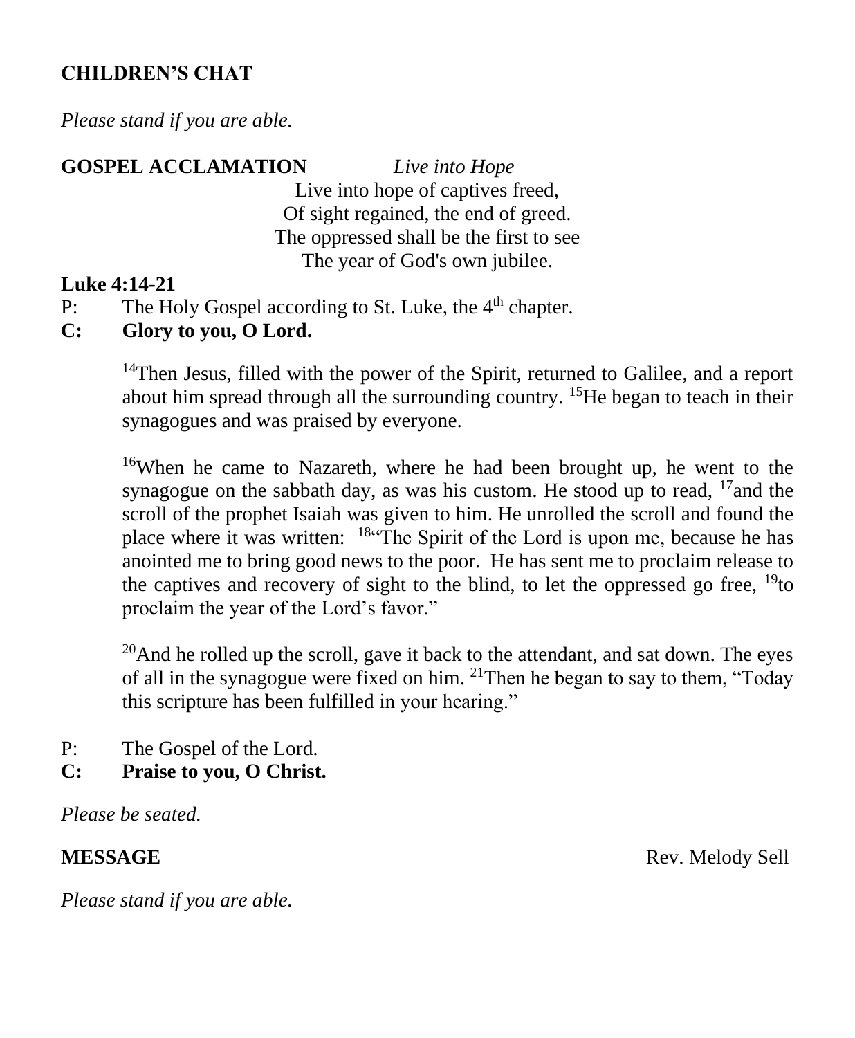**CHILDREN'S CHAT**

*Please stand if you are able.*

**GOSPEL ACCLAMATION** *Live into Hope*

Live into hope of captives freed,
Of sight regained, the end of greed.
The oppressed shall be the first to see
The year of God's own jubilee.

**Luke 4:14-21**

P: The Holy Gospel according to St. Luke, the 4th chapter.

**C: Glory to you, O Lord.**

[14]Then Jesus, filled with the power of the Spirit, returned to Galilee, and a report about him spread through all the surrounding country. [15]He began to teach in their synagogues and was praised by everyone.

[16]When he came to Nazareth, where he had been brought up, he went to the synagogue on the sabbath day, as was his custom. He stood up to read, [17]and the scroll of the prophet Isaiah was given to him. He unrolled the scroll and found the place where it was written: [18]"The Spirit of the Lord is upon me, because he has anointed me to bring good news to the poor. He has sent me to proclaim release to the captives and recovery of sight to the blind, to let the oppressed go free, [19]to proclaim the year of the Lord's favor."

[20]And he rolled up the scroll, gave it back to the attendant, and sat down. The eyes of all in the synagogue were fixed on him. [21]Then he began to say to them, "Today this scripture has been fulfilled in your hearing."

P: The Gospel of the Lord.

**C: Praise to you, O Christ.**

*Please be seated.*

**MESSAGE** Rev. Melody Sell

*Please stand if you are able.*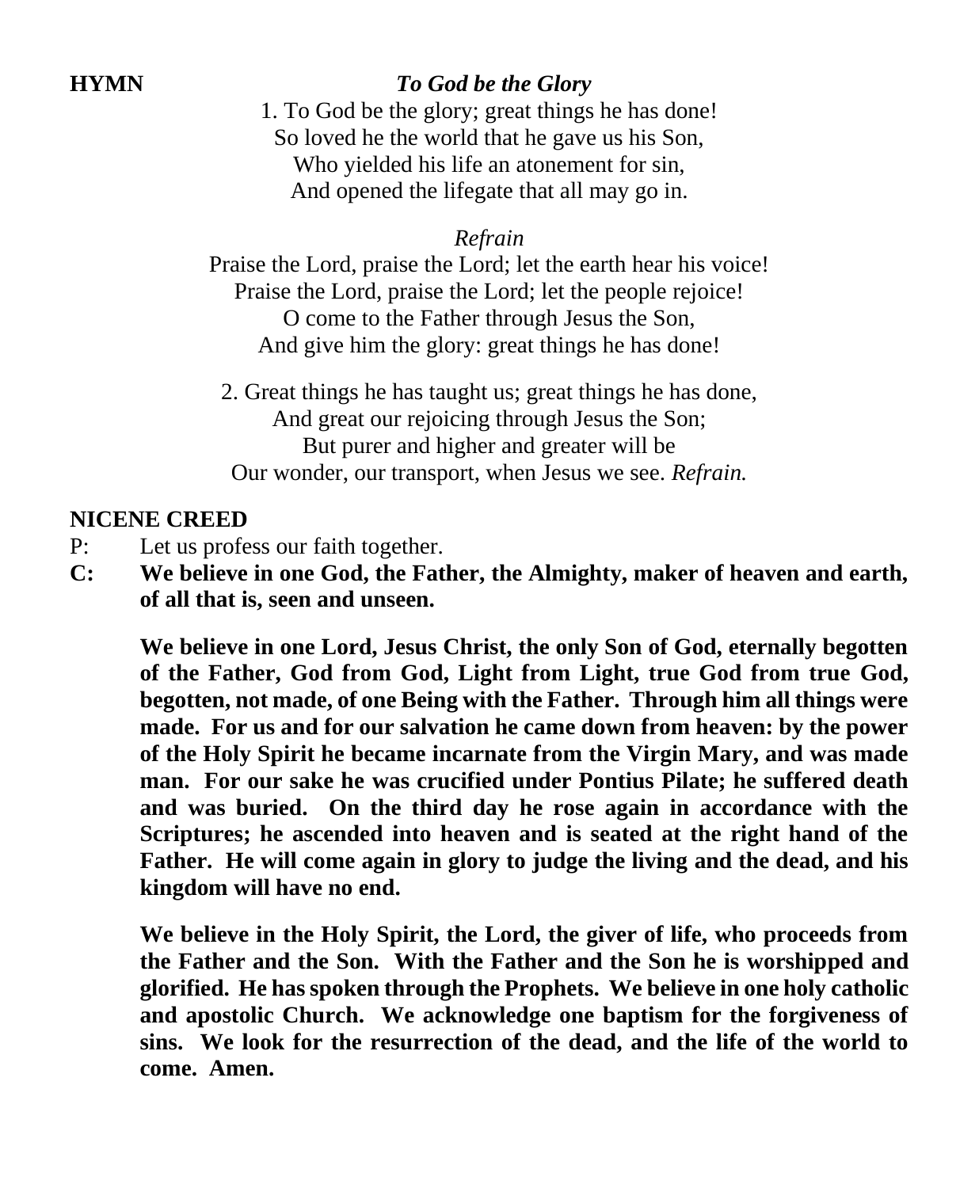**HYMN** *To God be the Glory*

1. To God be the glory; great things he has done!
So loved he the world that he gave us his Son,
Who yielded his life an atonement for sin,
And opened the lifegate that all may go in.

*Refrain*

Praise the Lord, praise the Lord; let the earth hear his voice!
Praise the Lord, praise the Lord; let the people rejoice!
O come to the Father through Jesus the Son,
And give him the glory: great things he has done!

2. Great things he has taught us; great things he has done,
And great our rejoicing through Jesus the Son;
But purer and higher and greater will be
Our wonder, our transport, when Jesus we see. *Refrain.*

## NICENE CREED

P: Let us profess our faith together.

**C: We believe in one God, the Father, the Almighty, maker of heaven and earth, of all that is, seen and unseen.**

**We believe in one Lord, Jesus Christ, the only Son of God, eternally begotten of the Father, God from God, Light from Light, true God from true God, begotten, not made, of one Being with the Father. Through him all things were made. For us and for our salvation he came down from heaven: by the power of the Holy Spirit he became incarnate from the Virgin Mary, and was made man. For our sake he was crucified under Pontius Pilate; he suffered death and was buried. On the third day he rose again in accordance with the Scriptures; he ascended into heaven and is seated at the right hand of the Father. He will come again in glory to judge the living and the dead, and his kingdom will have no end.**

**We believe in the Holy Spirit, the Lord, the giver of life, who proceeds from the Father and the Son. With the Father and the Son he is worshipped and glorified. He has spoken through the Prophets. We believe in one holy catholic and apostolic Church. We acknowledge one baptism for the forgiveness of sins. We look for the resurrection of the dead, and the life of the world to come. Amen.**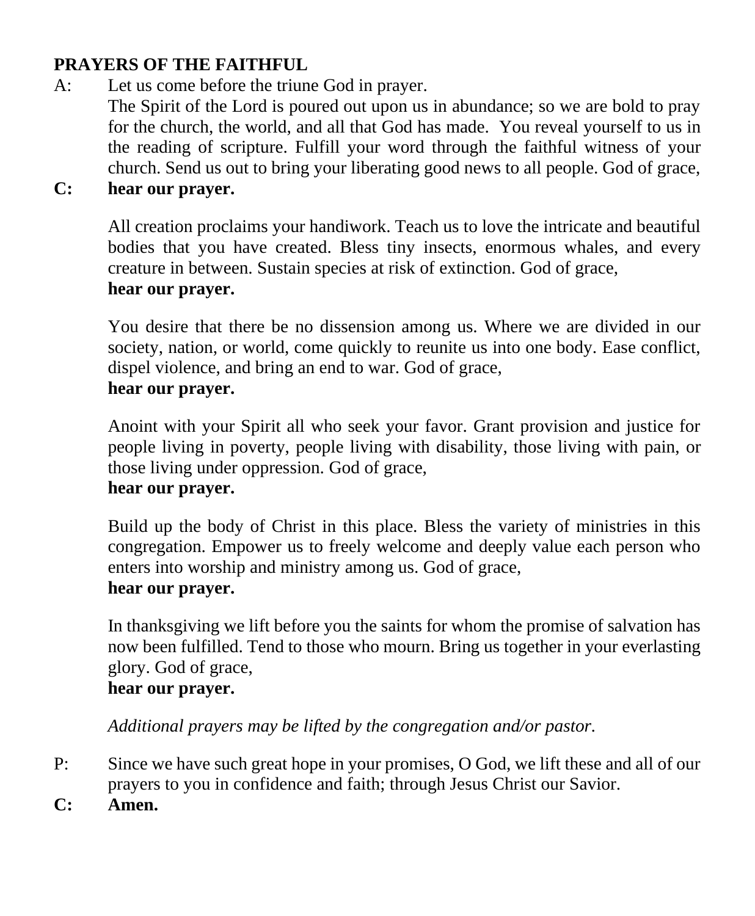**PRAYERS OF THE FAITHFUL**

A: Let us come before the triune God in prayer.
The Spirit of the Lord is poured out upon us in abundance; so we are bold to pray for the church, the world, and all that God has made. You reveal yourself to us in the reading of scripture. Fulfill your word through the faithful witness of your church. Send us out to bring your liberating good news to all people. God of grace,

**C: hear our prayer.**

All creation proclaims your handiwork. Teach us to love the intricate and beautiful bodies that you have created. Bless tiny insects, enormous whales, and every creature in between. Sustain species at risk of extinction. God of grace,
**hear our prayer.**

You desire that there be no dissension among us. Where we are divided in our society, nation, or world, come quickly to reunite us into one body. Ease conflict, dispel violence, and bring an end to war. God of grace,
**hear our prayer.**

Anoint with your Spirit all who seek your favor. Grant provision and justice for people living in poverty, people living with disability, those living with pain, or those living under oppression. God of grace,
**hear our prayer.**

Build up the body of Christ in this place. Bless the variety of ministries in this congregation. Empower us to freely welcome and deeply value each person who enters into worship and ministry among us. God of grace,
**hear our prayer.**

In thanksgiving we lift before you the saints for whom the promise of salvation has now been fulfilled. Tend to those who mourn. Bring us together in your everlasting glory. God of grace,
**hear our prayer.**

*Additional prayers may be lifted by the congregation and/or pastor.*

P: Since we have such great hope in your promises, O God, we lift these and all of our prayers to you in confidence and faith; through Jesus Christ our Savior.

**C: Amen.**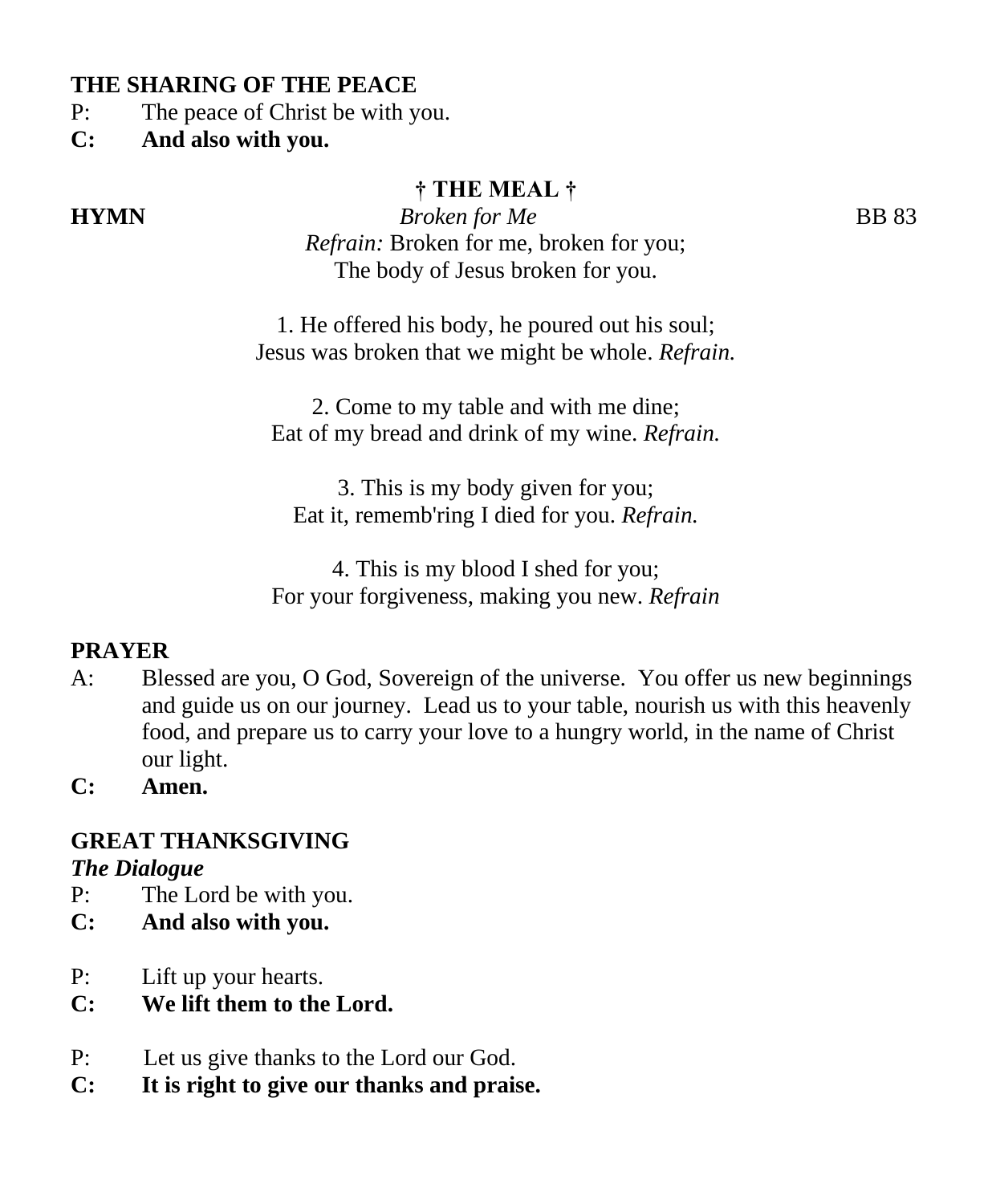**THE SHARING OF THE PEACE**

P: The peace of Christ be with you.

**C: And also with you.**

## † THE MEAL †

**HYMN** *Broken for Me* BB 83

*Refrain:* Broken for me, broken for you;
The body of Jesus broken for you.

1. He offered his body, he poured out his soul;
Jesus was broken that we might be whole. *Refrain.*

2. Come to my table and with me dine;
Eat of my bread and drink of my wine. *Refrain.*

3. This is my body given for you;
Eat it, rememb'ring I died for you. *Refrain.*

4. This is my blood I shed for you;
For your forgiveness, making you new. *Refrain*

**PRAYER**

A: Blessed are you, O God, Sovereign of the universe. You offer us new beginnings and guide us on our journey. Lead us to your table, nourish us with this heavenly food, and prepare us to carry your love to a hungry world, in the name of Christ our light.

**C: Amen.**

**GREAT THANKSGIVING**

***The Dialogue***

P: The Lord be with you.

**C: And also with you.**

P: Lift up your hearts.

**C: We lift them to the Lord.**

P: Let us give thanks to the Lord our God.

**C: It is right to give our thanks and praise.**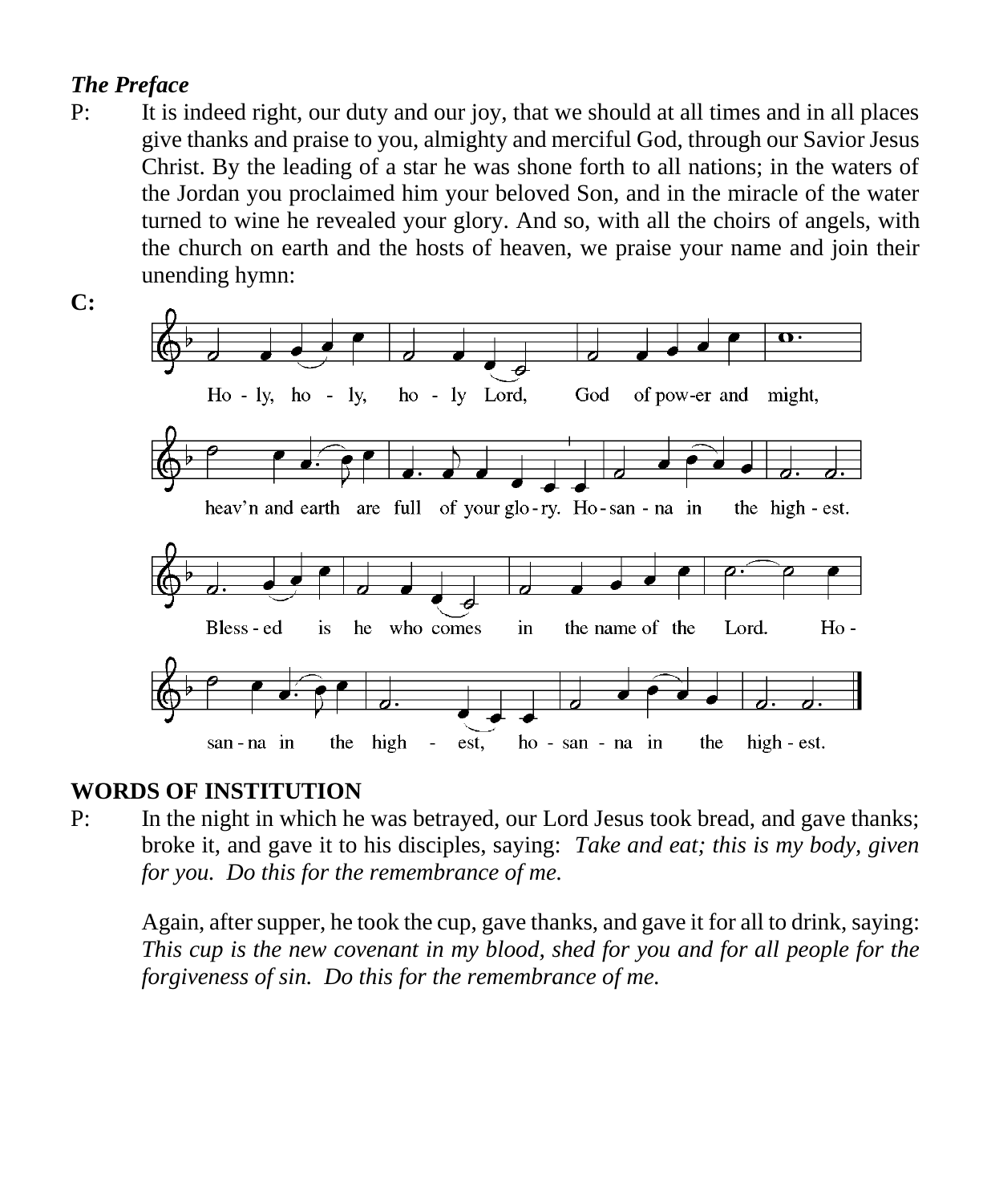***The Preface***

P: It is indeed right, our duty and our joy, that we should at all times and in all places give thanks and praise to you, almighty and merciful God, through our Savior Jesus Christ. By the leading of a star he was shone forth to all nations; in the waters of the Jordan you proclaimed him your beloved Son, and in the miracle of the water turned to wine he revealed your glory. And so, with all the choirs of angels, with the church on earth and the hosts of heaven, we praise your name and join their unending hymn:

**C:**

Ho - ly, ho - ly, ho - ly Lord, God of pow-er and might,
heav'n and earth are full of your glo - ry. Ho - san - na in the high - est.
Bless - ed is he who comes in the name of the Lord. Ho -
san - na in the high - est, ho - san - na in the high - est.

**WORDS OF INSTITUTION**

P: In the night in which he was betrayed, our Lord Jesus took bread, and gave thanks; broke it, and gave it to his disciples, saying: *Take and eat; this is my body, given for you. Do this for the remembrance of me.*

Again, after supper, he took the cup, gave thanks, and gave it for all to drink, saying: *This cup is the new covenant in my blood, shed for you and for all people for the forgiveness of sin. Do this for the remembrance of me.*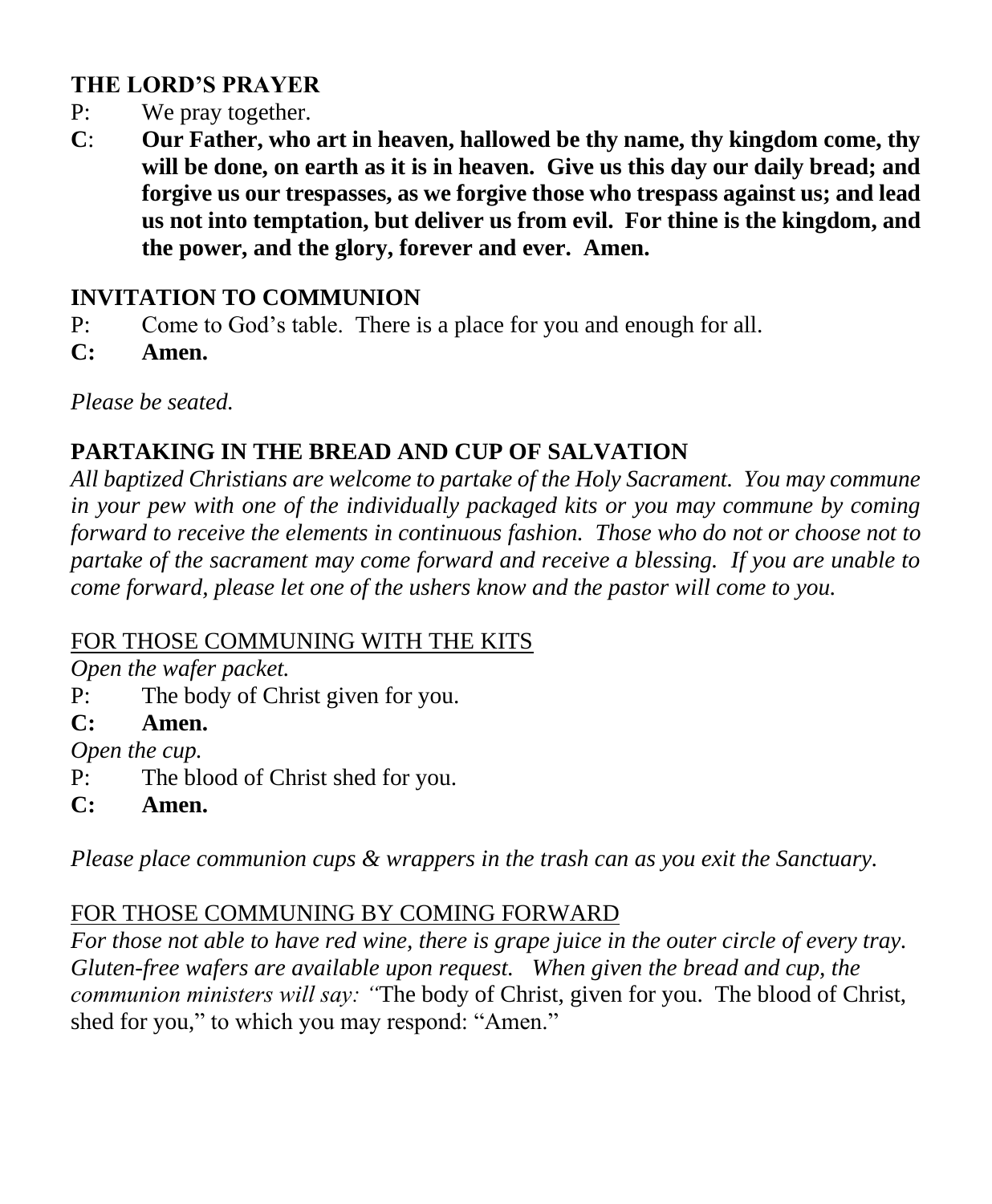## THE LORD'S PRAYER

P: We pray together.

**C**: **Our Father, who art in heaven, hallowed be thy name, thy kingdom come, thy will be done, on earth as it is in heaven. Give us this day our daily bread; and forgive us our trespasses, as we forgive those who trespass against us; and lead us not into temptation, but deliver us from evil. For thine is the kingdom, and the power, and the glory, forever and ever. Amen.**

## INVITATION TO COMMUNION

P: Come to God's table. There is a place for you and enough for all.

**C: Amen.**

*Please be seated.*

## PARTAKING IN THE BREAD AND CUP OF SALVATION

*All baptized Christians are welcome to partake of the Holy Sacrament. You may commune in your pew with one of the individually packaged kits or you may commune by coming forward to receive the elements in continuous fashion. Those who do not or choose not to partake of the sacrament may come forward and receive a blessing. If you are unable to come forward, please let one of the ushers know and the pastor will come to you.*

<u>FOR THOSE COMMUNING WITH THE KITS</u>

*Open the wafer packet.*

P: The body of Christ given for you.

**C: Amen.**

*Open the cup.*

P: The blood of Christ shed for you.

**C: Amen.**

*Please place communion cups & wrappers in the trash can as you exit the Sanctuary.*

<u>FOR THOSE COMMUNING BY COMING FORWARD</u>

*For those not able to have red wine, there is grape juice in the outer circle of every tray. Gluten-free wafers are available upon request. When given the bread and cup, the communion ministers will say: "*The body of Christ, given for you. The blood of Christ, shed for you," to which you may respond: "Amen."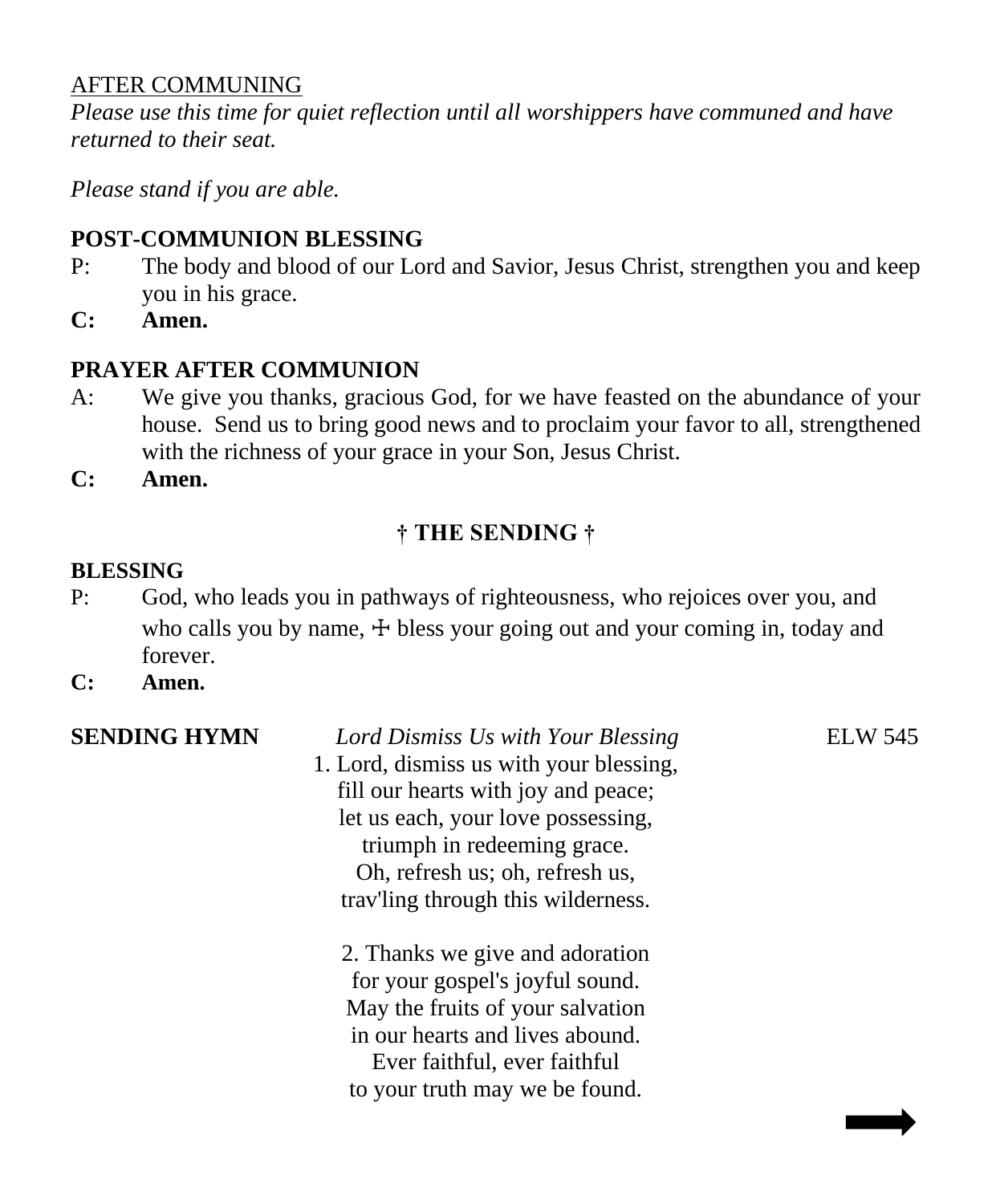AFTER COMMUNING

*Please use this time for quiet reflection until all worshippers have communed and have returned to their seat.*

*Please stand if you are able.*

**POST-COMMUNION BLESSING**

P: The body and blood of our Lord and Savior, Jesus Christ, strengthen you and keep you in his grace.

**C: Amen.**

**PRAYER AFTER COMMUNION**

A: We give you thanks, gracious God, for we have feasted on the abundance of your house. Send us to bring good news and to proclaim your favor to all, strengthened with the richness of your grace in your Son, Jesus Christ.

**C: Amen.**

## † THE SENDING †

**BLESSING**

P: God, who leads you in pathways of righteousness, who rejoices over you, and who calls you by name, ☩ bless your going out and your coming in, today and forever.

**C: Amen.**

**SENDING HYMN** *Lord Dismiss Us with Your Blessing* ELW 545

1. Lord, dismiss us with your blessing,
fill our hearts with joy and peace;
let us each, your love possessing,
triumph in redeeming grace.
Oh, refresh us; oh, refresh us,
trav'ling through this wilderness.

2. Thanks we give and adoration
for your gospel's joyful sound.
May the fruits of your salvation
in our hearts and lives abound.
Ever faithful, ever faithful
to your truth may we be found.

➡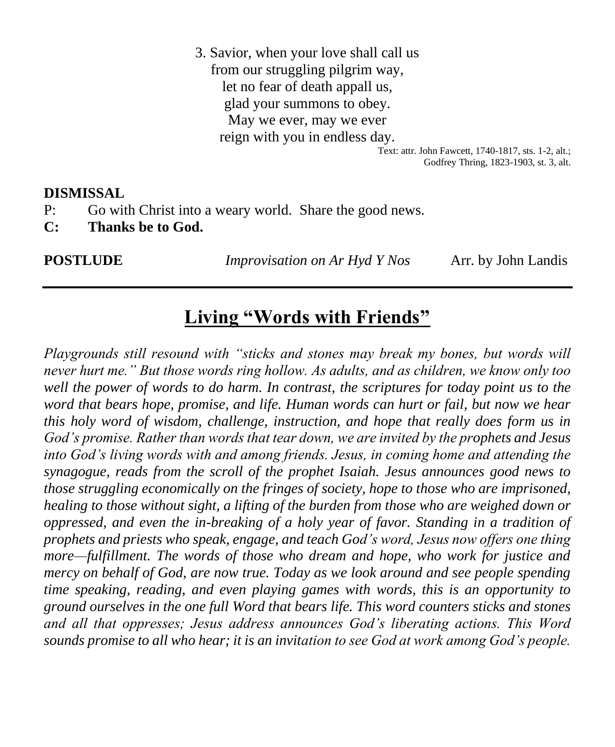3. Savior, when your love shall call us
from our struggling pilgrim way,
let no fear of death appall us,
glad your summons to obey.
May we ever, may we ever
reign with you in endless day.

Text: attr. John Fawcett, 1740-1817, sts. 1-2, alt.;
Godfrey Thring, 1823-1903, st. 3, alt.

**DISMISSAL**

P: Go with Christ into a weary world. Share the good news.

**C: Thanks be to God.**

**POSTLUDE** *Improvisation on Ar Hyd Y Nos* Arr. by John Landis

---

## Living "Words with Friends"

*Playgrounds still resound with "sticks and stones may break my bones, but words will never hurt me." But those words ring hollow. As adults, and as children, we know only too well the power of words to do harm. In contrast, the scriptures for today point us to the word that bears hope, promise, and life. Human words can hurt or fail, but now we hear this holy word of wisdom, challenge, instruction, and hope that really does form us in God's promise. Rather than words that tear down, we are invited by the prophets and Jesus into God's living words with and among friends. Jesus, in coming home and attending the synagogue, reads from the scroll of the prophet Isaiah. Jesus announces good news to those struggling economically on the fringes of society, hope to those who are imprisoned, healing to those without sight, a lifting of the burden from those who are weighed down or oppressed, and even the in-breaking of a holy year of favor. Standing in a tradition of prophets and priests who speak, engage, and teach God's word, Jesus now offers one thing more—fulfillment. The words of those who dream and hope, who work for justice and mercy on behalf of God, are now true. Today as we look around and see people spending time speaking, reading, and even playing games with words, this is an opportunity to ground ourselves in the one full Word that bears life. This word counters sticks and stones and all that oppresses; Jesus address announces God's liberating actions. This Word sounds promise to all who hear; it is an invitation to see God at work among God's people.*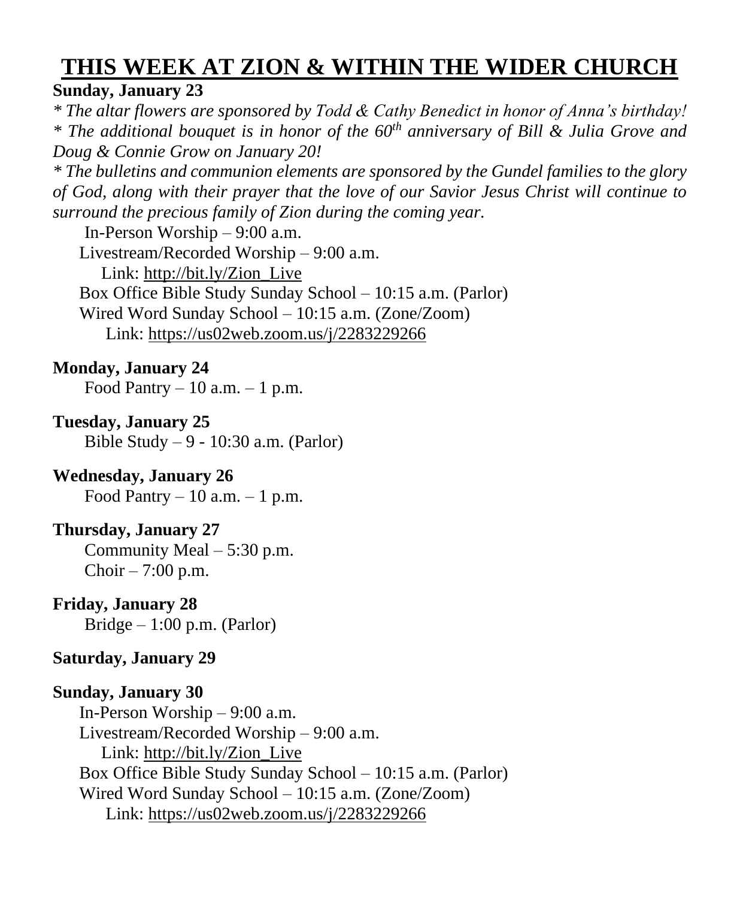# THIS WEEK AT ZION & WITHIN THE WIDER CHURCH

**Sunday, January 23**

*\* The altar flowers are sponsored by Todd & Cathy Benedict in honor of Anna's birthday!*

*\* The additional bouquet is in honor of the 60th anniversary of Bill & Julia Grove and Doug & Connie Grow on January 20!*

*\* The bulletins and communion elements are sponsored by the Gundel families to the glory of God, along with their prayer that the love of our Savior Jesus Christ will continue to surround the precious family of Zion during the coming year.*

In-Person Worship – 9:00 a.m.
Livestream/Recorded Worship – 9:00 a.m.
Link: http://bit.ly/Zion_Live
Box Office Bible Study Sunday School – 10:15 a.m. (Parlor)
Wired Word Sunday School – 10:15 a.m. (Zone/Zoom)
Link: https://us02web.zoom.us/j/2283229266

**Monday, January 24**

Food Pantry – 10 a.m. – 1 p.m.

**Tuesday, January 25**

Bible Study – 9 - 10:30 a.m. (Parlor)

**Wednesday, January 26**

Food Pantry – 10 a.m. – 1 p.m.

**Thursday, January 27**

Community Meal – 5:30 p.m.
Choir – 7:00 p.m.

**Friday, January 28**

Bridge – 1:00 p.m. (Parlor)

**Saturday, January 29**

**Sunday, January 30**

In-Person Worship – 9:00 a.m.
Livestream/Recorded Worship – 9:00 a.m.
Link: http://bit.ly/Zion_Live
Box Office Bible Study Sunday School – 10:15 a.m. (Parlor)
Wired Word Sunday School – 10:15 a.m. (Zone/Zoom)
Link: https://us02web.zoom.us/j/2283229266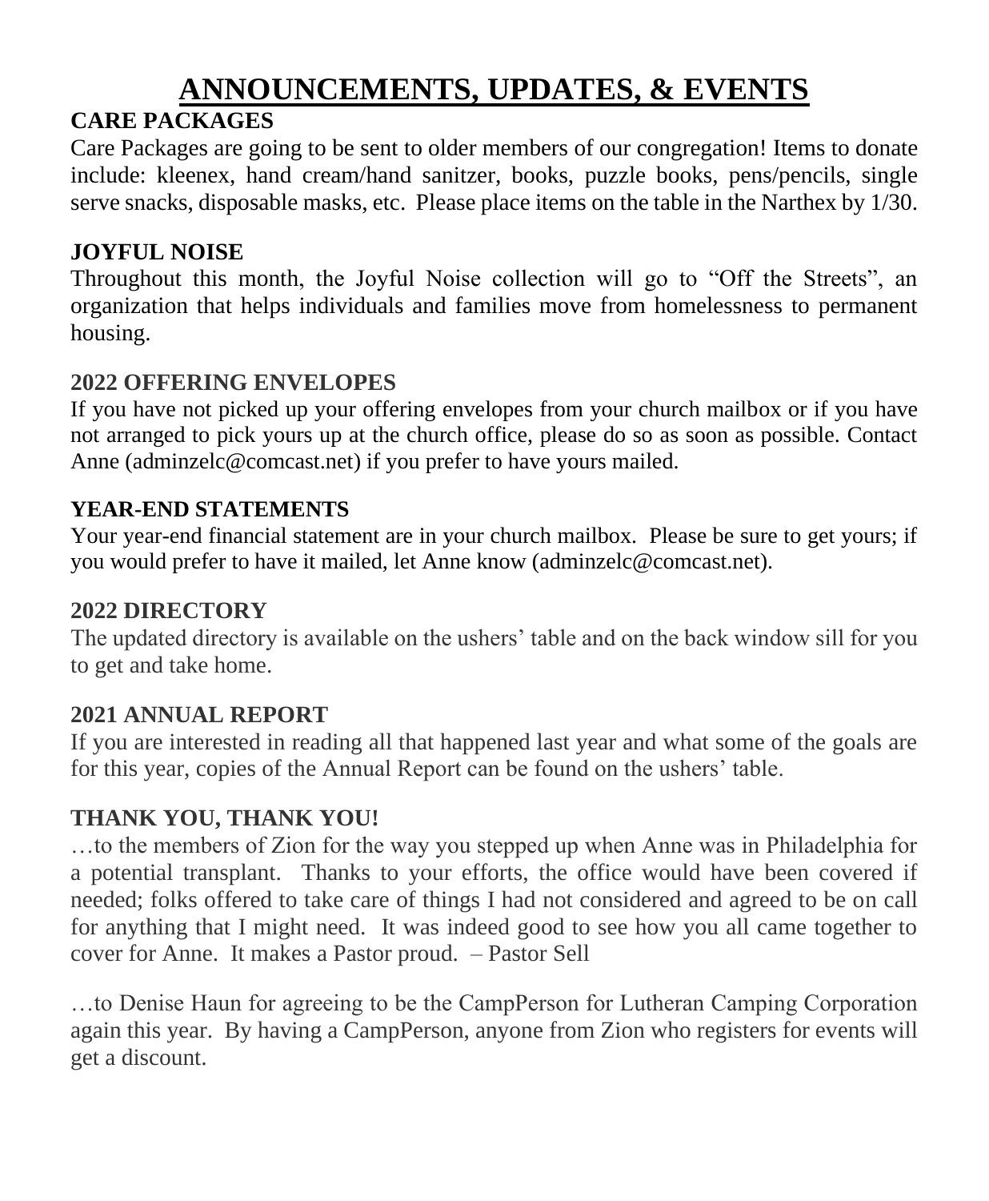# ANNOUNCEMENTS, UPDATES, & EVENTS

**CARE PACKAGES**

Care Packages are going to be sent to older members of our congregation! Items to donate include: kleenex, hand cream/hand sanitzer, books, puzzle books, pens/pencils, single serve snacks, disposable masks, etc. Please place items on the table in the Narthex by 1/30.

**JOYFUL NOISE**

Throughout this month, the Joyful Noise collection will go to “Off the Streets”, an organization that helps individuals and families move from homelessness to permanent housing.

**2022 OFFERING ENVELOPES**

If you have not picked up your offering envelopes from your church mailbox or if you have not arranged to pick yours up at the church office, please do so as soon as possible. Contact Anne (adminzelc@comcast.net) if you prefer to have yours mailed.

**YEAR-END STATEMENTS**

Your year-end financial statement are in your church mailbox. Please be sure to get yours; if you would prefer to have it mailed, let Anne know (adminzelc@comcast.net).

**2022 DIRECTORY**

The updated directory is available on the ushers’ table and on the back window sill for you to get and take home.

**2021 ANNUAL REPORT**

If you are interested in reading all that happened last year and what some of the goals are for this year, copies of the Annual Report can be found on the ushers’ table.

**THANK YOU, THANK YOU!**

…to the members of Zion for the way you stepped up when Anne was in Philadelphia for a potential transplant. Thanks to your efforts, the office would have been covered if needed; folks offered to take care of things I had not considered and agreed to be on call for anything that I might need. It was indeed good to see how you all came together to cover for Anne. It makes a Pastor proud. – Pastor Sell

…to Denise Haun for agreeing to be the CampPerson for Lutheran Camping Corporation again this year. By having a CampPerson, anyone from Zion who registers for events will get a discount.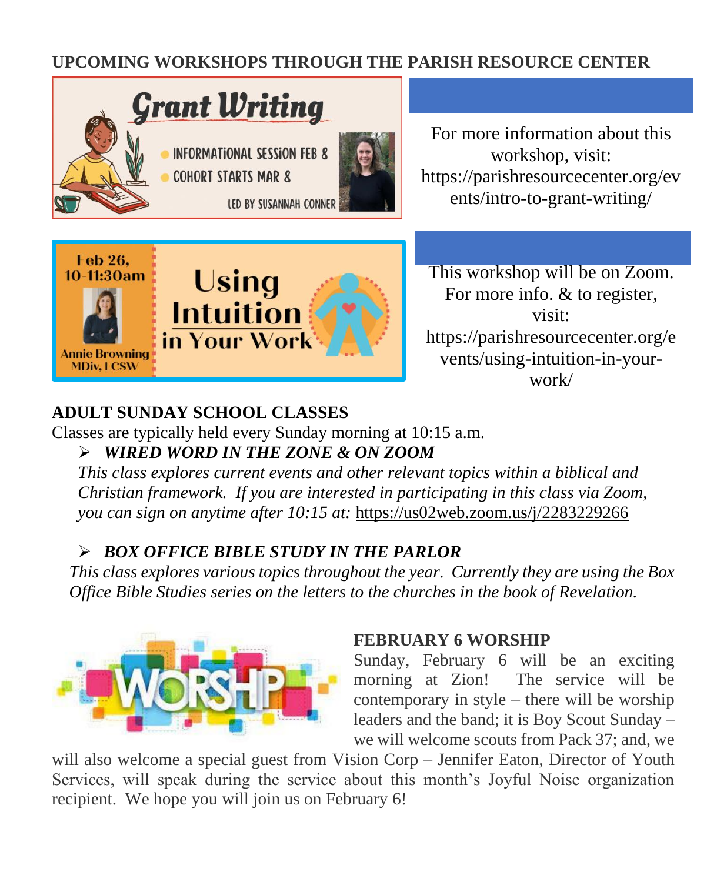## UPCOMING WORKSHOPS THROUGH THE PARISH RESOURCE CENTER

Grant Writing

- INFORMATIONAL SESSION FEB 8
- COHORT STARTS MAR 8

LED BY SUSANNAH CONNER

For more information about this workshop, visit: https://parishresourcecenter.org/events/intro-to-grant-writing/

Feb 26, 10-11:30am

Annie Browning MDiv, LCSW

Using Intuition in Your Work

This workshop will be on Zoom. For more info. & to register, visit: https://parishresourcecenter.org/events/using-intuition-in-your-work/

## ADULT SUNDAY SCHOOL CLASSES

Classes are typically held every Sunday morning at 10:15 a.m.

- ***WIRED WORD IN THE ZONE & ON ZOOM***

  *This class explores current events and other relevant topics within a biblical and Christian framework. If you are interested in participating in this class via Zoom, you can sign on anytime after 10:15 at:* https://us02web.zoom.us/j/2283229266

- ***BOX OFFICE BIBLE STUDY IN THE PARLOR***

  *This class explores various topics throughout the year. Currently they are using the Box Office Bible Studies series on the letters to the churches in the book of Revelation.*

## FEBRUARY 6 WORSHIP

Sunday, February 6 will be an exciting morning at Zion! The service will be contemporary in style – there will be worship leaders and the band; it is Boy Scout Sunday – we will welcome scouts from Pack 37; and, we will also welcome a special guest from Vision Corp – Jennifer Eaton, Director of Youth Services, will speak during the service about this month's Joyful Noise organization recipient. We hope you will join us on February 6!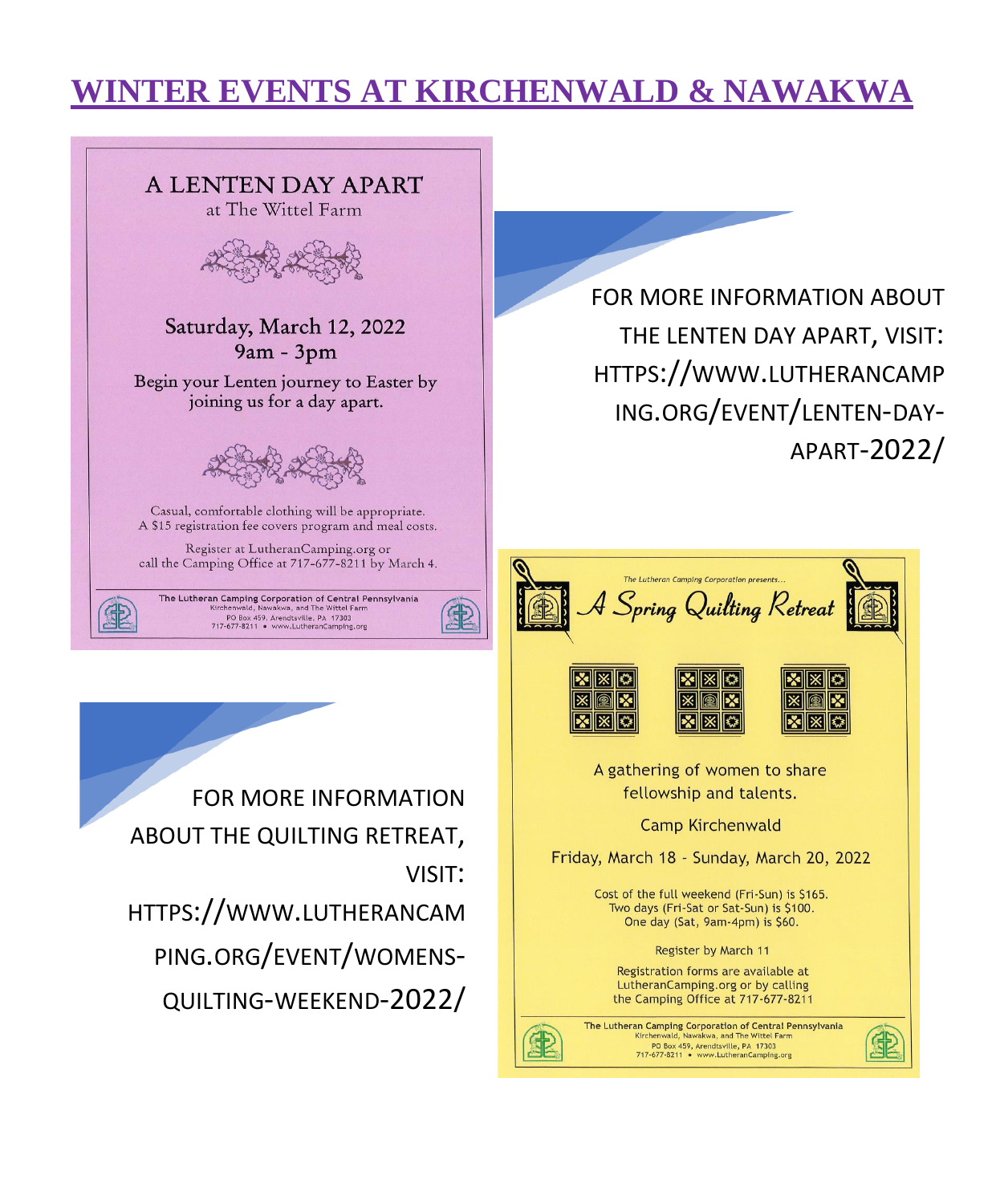# WINTER EVENTS AT KIRCHENWALD & NAWAKWA

## A LENTEN DAY APART

at The Wittel Farm

Saturday, March 12, 2022
9am - 3pm

Begin your Lenten journey to Easter by joining us for a day apart.

Casual, comfortable clothing will be appropriate.
A $15 registration fee covers program and meal costs.

Register at LutheranCamping.org or call the Camping Office at 717-677-8211 by March 4.

The Lutheran Camping Corporation of Central Pennsylvania
Kirchenwald, Nawakwa, and The Wittel Farm
PO Box 459, Arendtsville, PA 17303
717-677-8211 • www.LutheranCamping.org

FOR MORE INFORMATION ABOUT THE LENTEN DAY APART, VISIT: HTTPS://WWW.LUTHERANCAMPING.ORG/EVENT/LENTEN-DAY-APART-2022/

*The Lutheran Camping Corporation presents...*

## *A Spring Quilting Retreat*

A gathering of women to share fellowship and talents.

Camp Kirchenwald

Friday, March 18 - Sunday, March 20, 2022

Cost of the full weekend (Fri-Sun) is $165.
Two days (Fri-Sat or Sat-Sun) is $100.
One day (Sat, 9am-4pm) is $60.

Register by March 11

Registration forms are available at LutheranCamping.org or by calling the Camping Office at 717-677-8211

The Lutheran Camping Corporation of Central Pennsylvania
Kirchenwald, Nawakwa, and The Wittel Farm
PO Box 459, Arendtsville, PA 17303
717-677-8211 • www.LutheranCamping.org

FOR MORE INFORMATION ABOUT THE QUILTING RETREAT, VISIT: HTTPS://WWW.LUTHERANCAMPING.ORG/EVENT/WOMENS-QUILTING-WEEKEND-2022/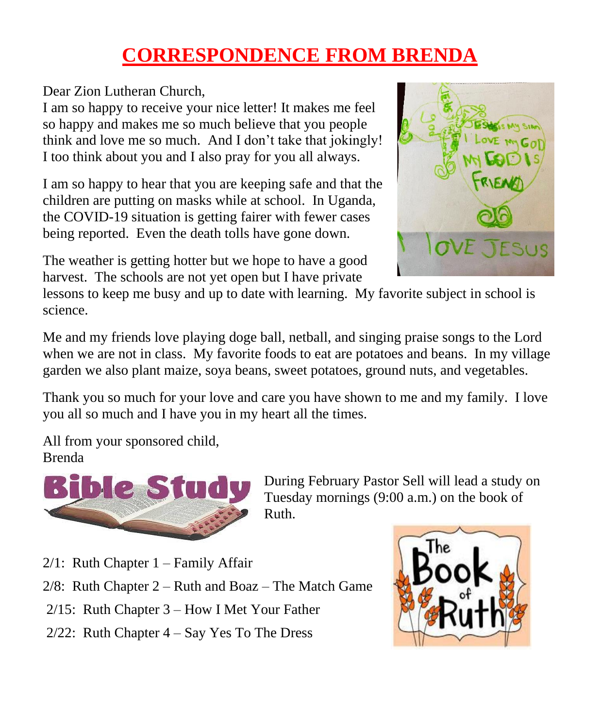# CORRESPONDENCE FROM BRENDA

Dear Zion Lutheran Church,
I am so happy to receive your nice letter! It makes me feel so happy and makes me so much believe that you people think and love me so much. And I don't take that jokingly! I too think about you and I also pray for you all always.

I am so happy to hear that you are keeping safe and that the children are putting on masks while at school. In Uganda, the COVID-19 situation is getting fairer with fewer cases being reported. Even the death tolls have gone down.

The weather is getting hotter but we hope to have a good harvest. The schools are not yet open but I have private lessons to keep me busy and up to date with learning. My favorite subject in school is science.

Me and my friends love playing doge ball, netball, and singing praise songs to the Lord when we are not in class. My favorite foods to eat are potatoes and beans. In my village garden we also plant maize, soya beans, sweet potatoes, ground nuts, and vegetables.

Thank you so much for your love and care you have shown to me and my family. I love you all so much and I have you in my heart all the times.

All from your sponsored child,
Brenda

## Bible Study

During February Pastor Sell will lead a study on Tuesday mornings (9:00 a.m.) on the book of Ruth.

2/1: Ruth Chapter 1 – Family Affair

2/8: Ruth Chapter 2 – Ruth and Boaz – The Match Game

2/15: Ruth Chapter 3 – How I Met Your Father

2/22: Ruth Chapter 4 – Say Yes To The Dress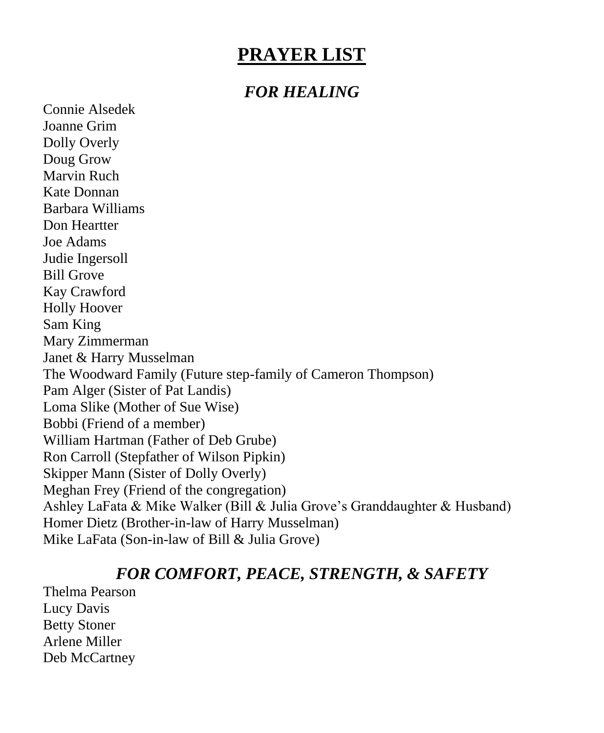# PRAYER LIST

## *FOR HEALING*

Connie Alsedek
Joanne Grim
Dolly Overly
Doug Grow
Marvin Ruch
Kate Donnan
Barbara Williams
Don Heartter
Joe Adams
Judie Ingersoll
Bill Grove
Kay Crawford
Holly Hoover
Sam King
Mary Zimmerman
Janet & Harry Musselman
The Woodward Family (Future step-family of Cameron Thompson)
Pam Alger (Sister of Pat Landis)
Loma Slike (Mother of Sue Wise)
Bobbi (Friend of a member)
William Hartman (Father of Deb Grube)
Ron Carroll (Stepfather of Wilson Pipkin)
Skipper Mann (Sister of Dolly Overly)
Meghan Frey (Friend of the congregation)
Ashley LaFata & Mike Walker (Bill & Julia Grove's Granddaughter & Husband)
Homer Dietz (Brother-in-law of Harry Musselman)
Mike LaFata (Son-in-law of Bill & Julia Grove)

## *FOR COMFORT, PEACE, STRENGTH, & SAFETY*

Thelma Pearson
Lucy Davis
Betty Stoner
Arlene Miller
Deb McCartney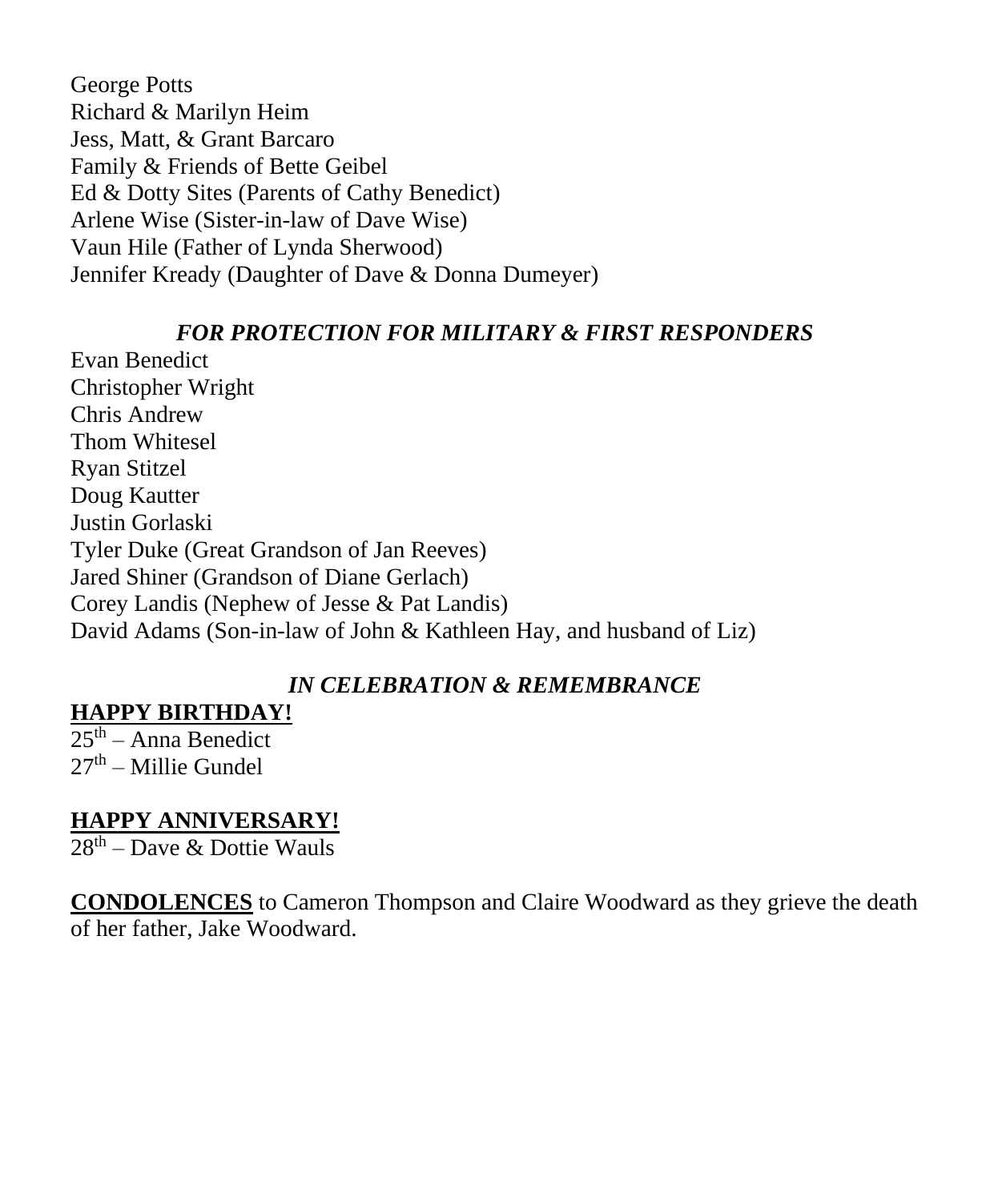George Potts
Richard & Marilyn Heim
Jess, Matt, & Grant Barcaro
Family & Friends of Bette Geibel
Ed & Dotty Sites (Parents of Cathy Benedict)
Arlene Wise (Sister-in-law of Dave Wise)
Vaun Hile (Father of Lynda Sherwood)
Jennifer Kready (Daughter of Dave & Donna Dumeyer)

### *FOR PROTECTION FOR MILITARY & FIRST RESPONDERS*

Evan Benedict
Christopher Wright
Chris Andrew
Thom Whitesel
Ryan Stitzel
Doug Kautter
Justin Gorlaski
Tyler Duke (Great Grandson of Jan Reeves)
Jared Shiner (Grandson of Diane Gerlach)
Corey Landis (Nephew of Jesse & Pat Landis)
David Adams (Son-in-law of John & Kathleen Hay, and husband of Liz)

### *IN CELEBRATION & REMEMBRANCE*

**HAPPY BIRTHDAY!**

25th – Anna Benedict
27th – Millie Gundel

**HAPPY ANNIVERSARY!**

28th – Dave & Dottie Wauls

**CONDOLENCES** to Cameron Thompson and Claire Woodward as they grieve the death of her father, Jake Woodward.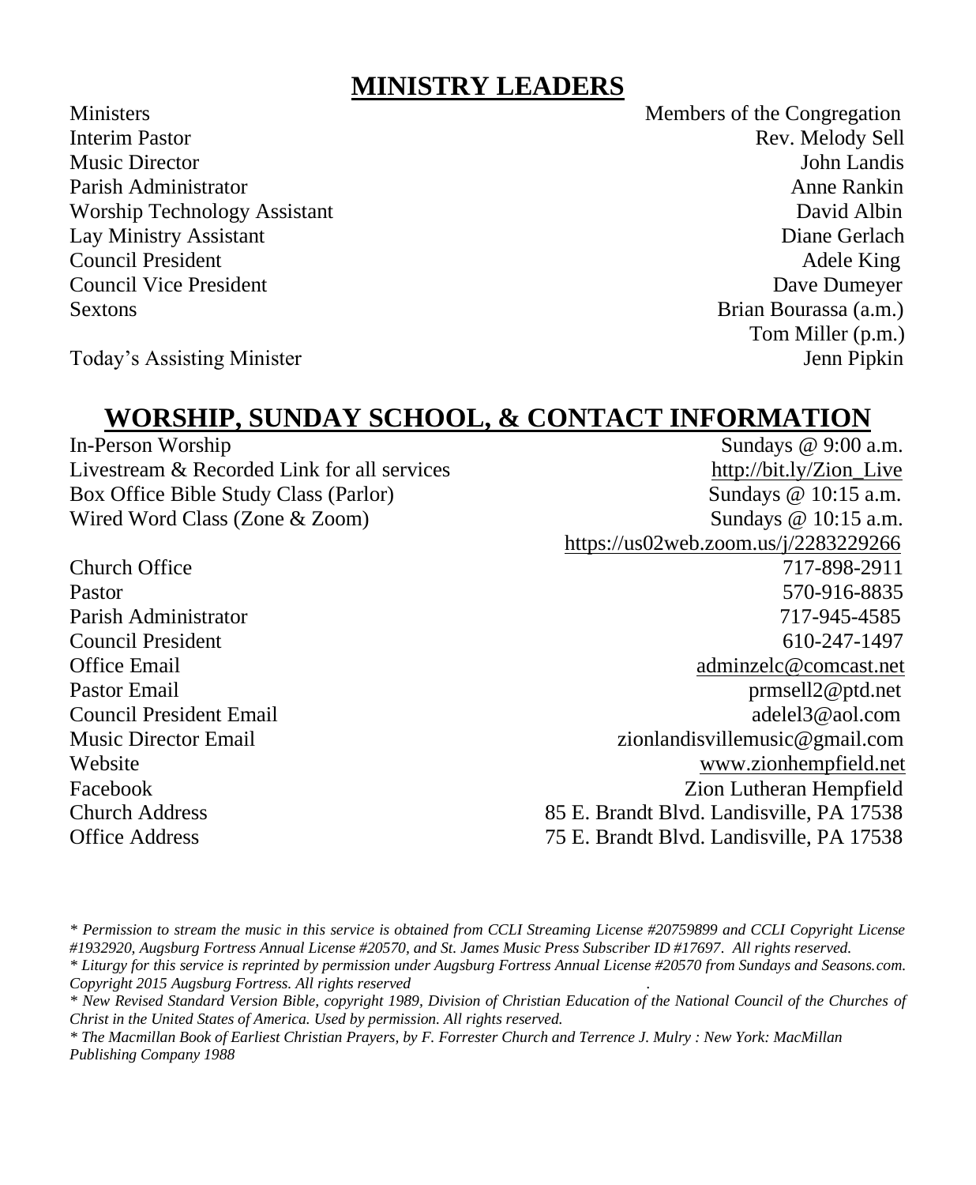## MINISTRY LEADERS

| | |
|---|---|
| Ministers | Members of the Congregation |
| Interim Pastor | Rev. Melody Sell |
| Music Director | John Landis |
| Parish Administrator | Anne Rankin |
| Worship Technology Assistant | David Albin |
| Lay Ministry Assistant | Diane Gerlach |
| Council President | Adele King |
| Council Vice President | Dave Dumeyer |
| Sextons | Brian Bourassa (a.m.) |
| | Tom Miller (p.m.) |
| Today's Assisting Minister | Jenn Pipkin |

## WORSHIP, SUNDAY SCHOOL, & CONTACT INFORMATION

| | |
|---|---|
| In-Person Worship | Sundays @ 9:00 a.m. |
| Livestream & Recorded Link for all services | http://bit.ly/Zion_Live |
| Box Office Bible Study Class (Parlor) | Sundays @ 10:15 a.m. |
| Wired Word Class (Zone & Zoom) | Sundays @ 10:15 a.m. |
| | https://us02web.zoom.us/j/2283229266 |
| Church Office | 717-898-2911 |
| Pastor | 570-916-8835 |
| Parish Administrator | 717-945-4585 |
| Council President | 610-247-1497 |
| Office Email | adminzelc@comcast.net |
| Pastor Email | prmsell2@ptd.net |
| Council President Email | adelel3@aol.com |
| Music Director Email | zionlandisvillemusic@gmail.com |
| Website | www.zionhempfield.net |
| Facebook | Zion Lutheran Hempfield |
| Church Address | 85 E. Brandt Blvd. Landisville, PA 17538 |
| Office Address | 75 E. Brandt Blvd. Landisville, PA 17538 |

*\* Permission to stream the music in this service is obtained from CCLI Streaming License #20759899 and CCLI Copyright License #1932920, Augsburg Fortress Annual License #20570, and St. James Music Press Subscriber ID #17697. All rights reserved.*

*\* Liturgy for this service is reprinted by permission under Augsburg Fortress Annual License #20570 from Sundays and Seasons.com. Copyright 2015 Augsburg Fortress. All rights reserved.*

*\* New Revised Standard Version Bible, copyright 1989, Division of Christian Education of the National Council of the Churches of Christ in the United States of America. Used by permission. All rights reserved.*

*\* The Macmillan Book of Earliest Christian Prayers, by F. Forrester Church and Terrence J. Mulry : New York: MacMillan Publishing Company 1988*